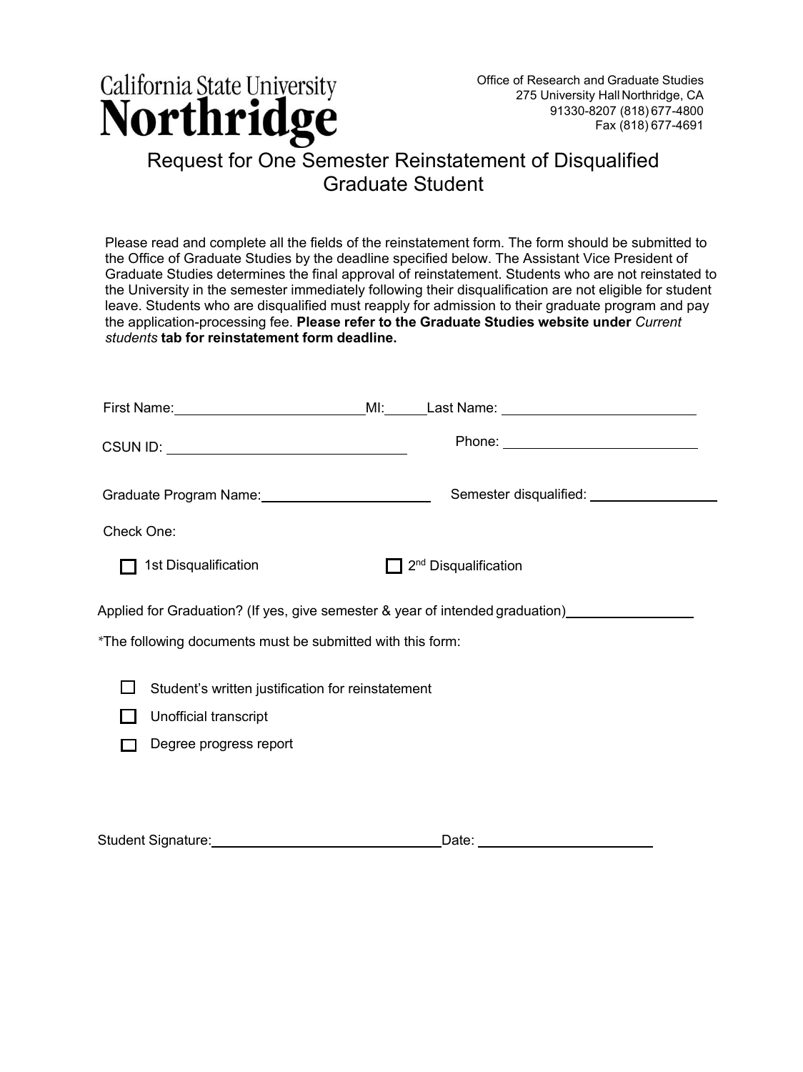California State University
**Northridge**

Office of Research and Graduate Studies
275 University Hall Northridge, CA
91330-8207 (818) 677-4800
Fax (818) 677-4691

# Request for One Semester Reinstatement of Disqualified Graduate Student

Please read and complete all the fields of the reinstatement form. The form should be submitted to the Office of Graduate Studies by the deadline specified below. The Assistant Vice President of Graduate Studies determines the final approval of reinstatement. Students who are not reinstated to the University in the semester immediately following their disqualification are not eligible for student leave. Students who are disqualified must reapply for admission to their graduate program and pay the application-processing fee. **Please refer to the Graduate Studies website under** *Current students* **tab for reinstatement form deadline.**

First Name: ________________________ MI: _____ Last Name: ________________________

CSUN ID: ______________________________ Phone: ________________________

Graduate Program Name: ______________________ Semester disqualified: ________________

Check One:

- ☐ 1st Disqualification
- ☐ 2nd Disqualification

Applied for Graduation? (If yes, give semester & year of intended graduation) ________________

*The following documents must be submitted with this form:

- ☐ Student's written justification for reinstatement
- ☐ Unofficial transcript
- ☐ Degree progress report

Student Signature: ______________________________ Date: ______________________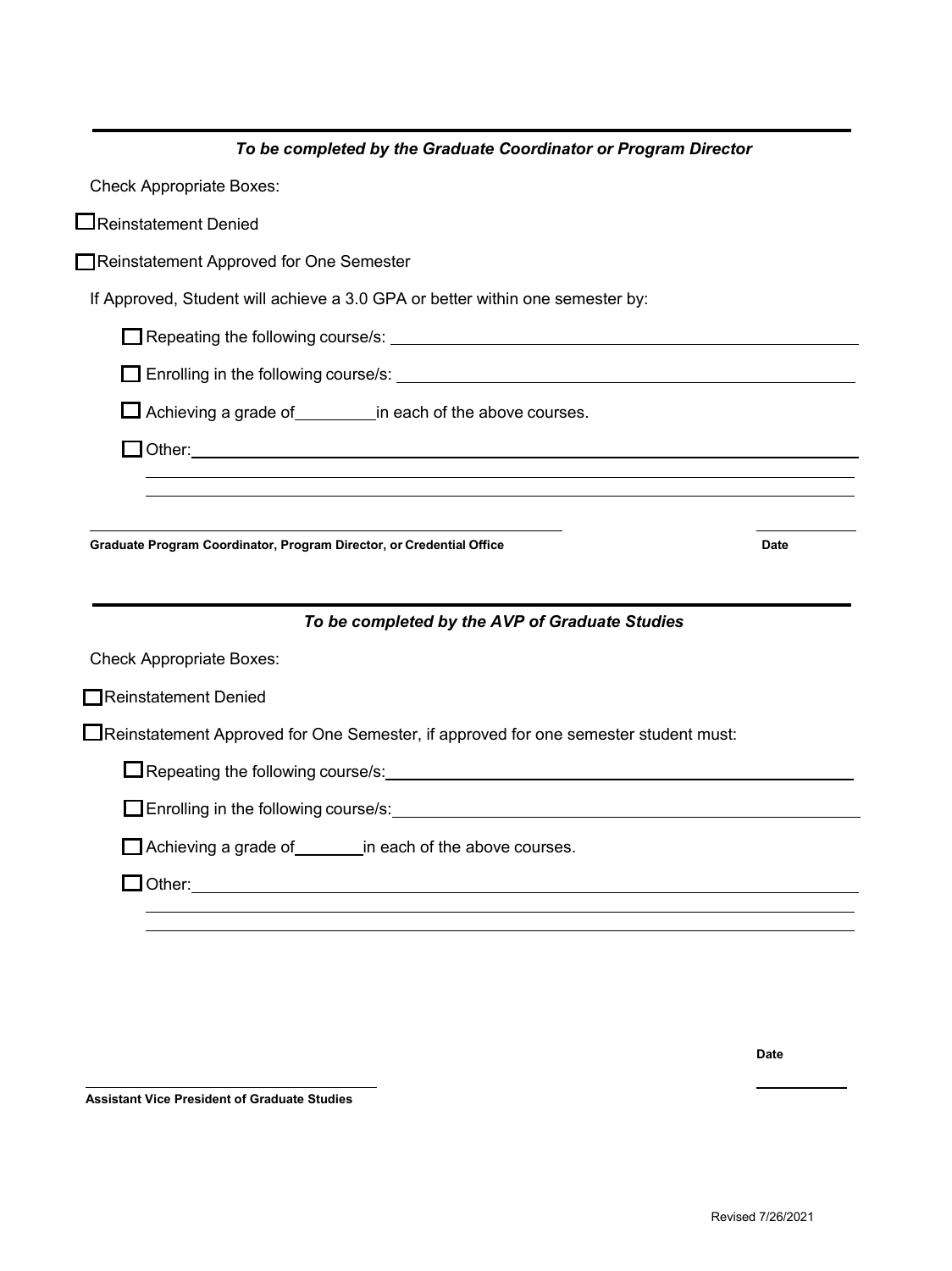---

***To be completed by the Graduate Coordinator or Program Director***

Check Appropriate Boxes:

☐ Reinstatement Denied

☐ Reinstatement Approved for One Semester

If Approved, Student will achieve a 3.0 GPA or better within one semester by:

☐ Repeating the following course/s: ____________________________________________

☐ Enrolling in the following course/s: ____________________________________________

☐ Achieving a grade of __________ in each of the above courses.

☐ Other: ____________________________________________________________

____________________________________________________________

____________________________________________________________

____________________________________________________________ ____________

**Graduate Program Coordinator, Program Director, or Credential Office** **Date**

---

***To be completed by the AVP of Graduate Studies***

Check Appropriate Boxes:

☐ Reinstatement Denied

☐ Reinstatement Approved for One Semester, if approved for one semester student must:

☐ Repeating the following course/s: ____________________________________________

☐ Enrolling in the following course/s: ____________________________________________

☐ Achieving a grade of ________ in each of the above courses.

☐ Other: ____________________________________________________________

____________________________________________________________

____________________________________________________________

**Date**

____________________________________________ ____________

**Assistant Vice President of Graduate Studies**

Revised 7/26/2021